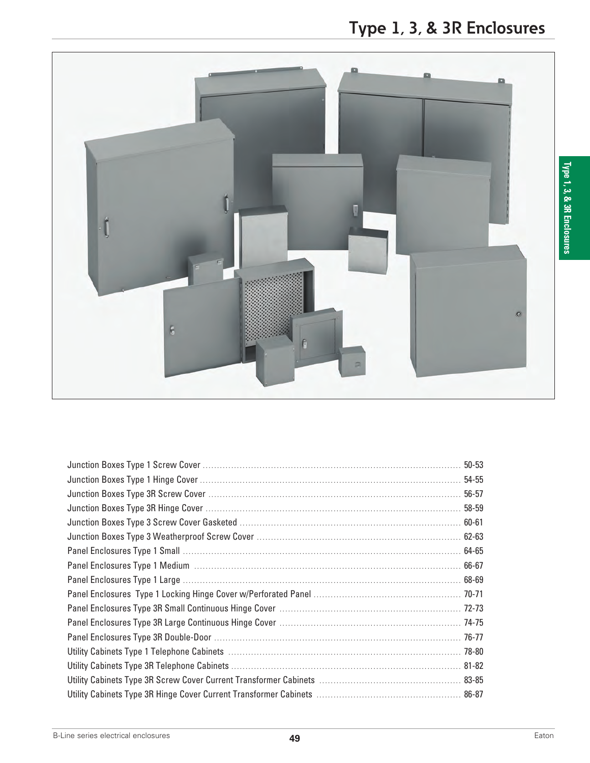# Type 1, 3, & 3R Enclosures

| | |
|---|---|
| Junction Boxes Type 1 Screw Cover | 50-53 |
| Junction Boxes Type 1 Hinge Cover | 54-55 |
| Junction Boxes Type 3R Screw Cover | 56-57 |
| Junction Boxes Type 3R Hinge Cover | 58-59 |
| Junction Boxes Type 3 Screw Cover Gasketed | 60-61 |
| Junction Boxes Type 3 Weatherproof Screw Cover | 62-63 |
| Panel Enclosures Type 1 Small | 64-65 |
| Panel Enclosures Type 1 Medium | 66-67 |
| Panel Enclosures Type 1 Large | 68-69 |
| Panel Enclosures Type 1 Locking Hinge Cover w/Perforated Panel | 70-71 |
| Panel Enclosures Type 3R Small Continuous Hinge Cover | 72-73 |
| Panel Enclosures Type 3R Large Continuous Hinge Cover | 74-75 |
| Panel Enclosures Type 3R Double-Door | 76-77 |
| Utility Cabinets Type 1 Telephone Cabinets | 78-80 |
| Utility Cabinets Type 3R Telephone Cabinets | 81-82 |
| Utility Cabinets Type 3R Screw Cover Current Transformer Cabinets | 83-85 |
| Utility Cabinets Type 3R Hinge Cover Current Transformer Cabinets | 86-87 |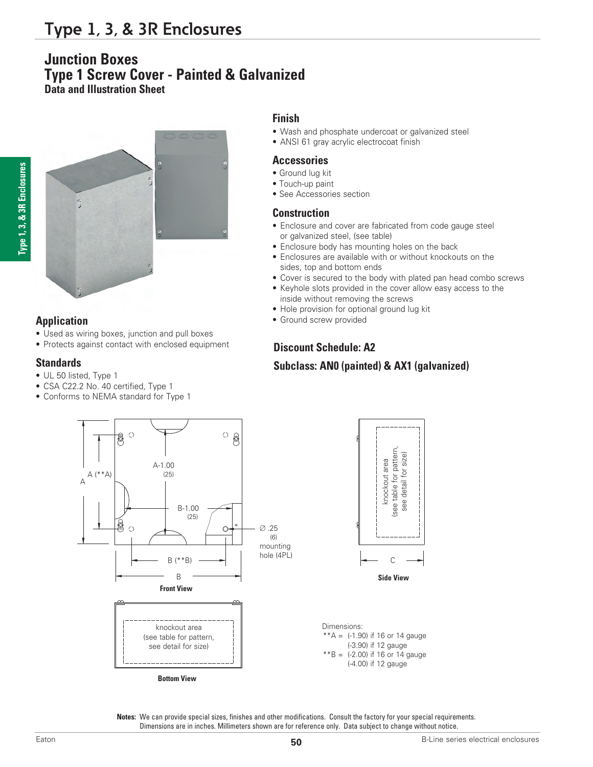# Type 1, 3, & 3R Enclosures

## Junction Boxes
## Type 1 Screw Cover - Painted & Galvanized
### Data and Illustration Sheet

### Application
- Used as wiring boxes, junction and pull boxes
- Protects against contact with enclosed equipment

### Standards
- UL 50 listed, Type 1
- CSA C22.2 No. 40 certified, Type 1
- Conforms to NEMA standard for Type 1

### Finish
- Wash and phosphate undercoat or galvanized steel
- ANSI 61 gray acrylic electrocoat finish

### Accessories
- Ground lug kit
- Touch-up paint
- See Accessories section

### Construction
- Enclosure and cover are fabricated from code gauge steel or galvanized steel, (see table)
- Enclosure body has mounting holes on the back
- Enclosures are available with or without knockouts on the sides, top and bottom ends
- Cover is secured to the body with plated pan head combo screws
- Keyhole slots provided in the cover allow easy access to the inside without removing the screws
- Hole provision for optional ground lug kit
- Ground screw provided

### Discount Schedule: A2

### Subclass: AN0 (painted) & AX1 (galvanized)

A-1.00
(25)

A (**A)

A

B-1.00
(25)

B (**B)

B

Ø .25
(6)
mounting
hole (4PL)

**Front View**

knockout area
(see table for pattern,
see detail for size)

C

**Side View**

knockout area
(see table for pattern,
see detail for size)

**Bottom View**

Dimensions:
**A = (-1.90) if 16 or 14 gauge
(-3.90) if 12 gauge
**B = (-2.00) if 16 or 14 gauge
(-4.00) if 12 gauge

**Notes:** We can provide special sizes, finishes and other modifications. Consult the factory for your special requirements. Dimensions are in inches. Millimeters shown are for reference only. Data subject to change without notice.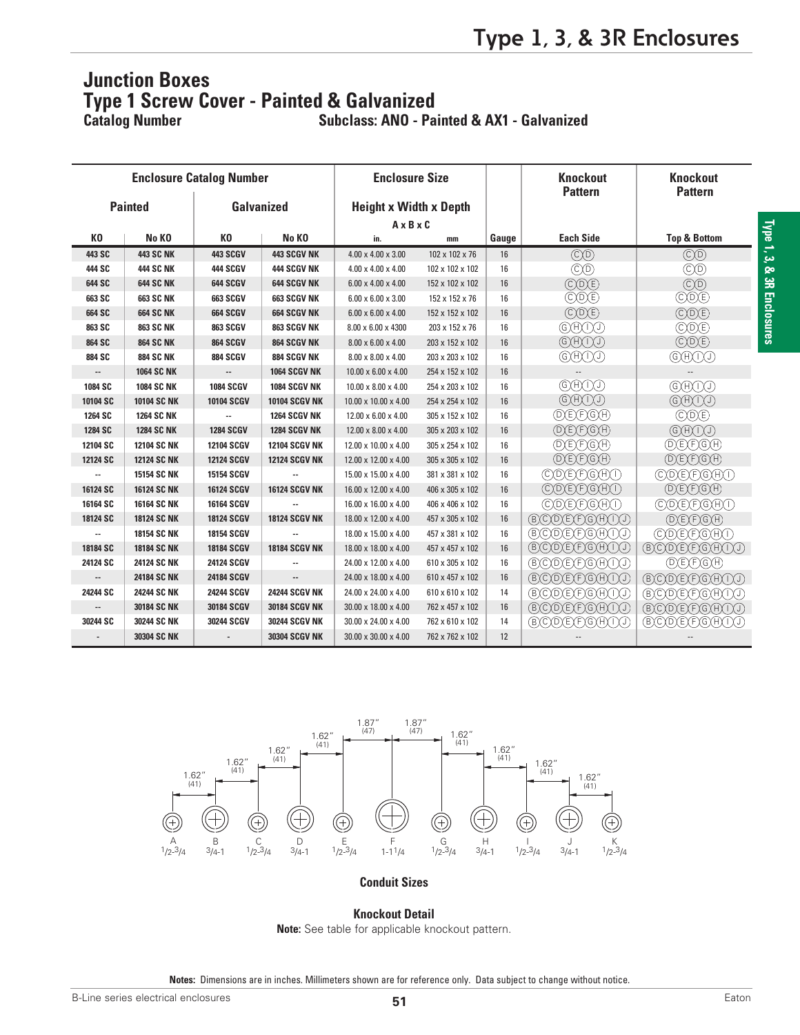# Type 1, 3, & 3R Enclosures

## Junction Boxes
## Type 1 Screw Cover - Painted & Galvanized
### Catalog Number — Subclass: ANO - Painted & AX1 - Galvanized

| Enclosure Catalog Number | | | | Enclosure Size | | | Knockout Pattern | Knockout Pattern |
|---|---|---|---|---|---|---|---|---|
| Painted | | Galvanized | | Height x Width x Depth A x B x C | | | | |
| KO | No KO | KO | No KO | in. | mm | Gauge | Each Side | Top & Bottom |
| 443 SC | 443 SC NK | 443 SCGV | 443 SCGV NK | 4.00 x 4.00 x 3.00 | 102 x 102 x 76 | 16 | C D | C D |
| 444 SC | 444 SC NK | 444 SCGV | 444 SCGV NK | 4.00 x 4.00 x 4.00 | 102 x 102 x 102 | 16 | C D | C D |
| 644 SC | 644 SC NK | 644 SCGV | 644 SCGV NK | 6.00 x 4.00 x 4.00 | 152 x 102 x 102 | 16 | C D E | C D |
| 663 SC | 663 SC NK | 663 SCGV | 663 SCGV NK | 6.00 x 6.00 x 3.00 | 152 x 152 x 76 | 16 | C D E | C D E |
| 664 SC | 664 SC NK | 664 SCGV | 664 SCGV NK | 6.00 x 6.00 x 4.00 | 152 x 152 x 102 | 16 | C D E | C D E |
| 863 SC | 863 SC NK | 863 SCGV | 863 SCGV NK | 8.00 x 6.00 x 4300 | 203 x 152 x 76 | 16 | G H I J | C D E |
| 864 SC | 864 SC NK | 864 SCGV | 864 SCGV NK | 8.00 x 6.00 x 4.00 | 203 x 152 x 102 | 16 | G H I J | C D E |
| 884 SC | 884 SC NK | 884 SCGV | 884 SCGV NK | 8.00 x 8.00 x 4.00 | 203 x 203 x 102 | 16 | G H I J | G H I J |
| -- | 1064 SC NK | -- | 1064 SCGV NK | 10.00 x 6.00 x 4.00 | 254 x 152 x 102 | 16 | -- | -- |
| 1084 SC | 1084 SC NK | 1084 SCGV | 1084 SCGV NK | 10.00 x 8.00 x 4.00 | 254 x 203 x 102 | 16 | G H I J | G H I J |
| 10104 SC | 10104 SC NK | 10104 SCGV | 10104 SCGV NK | 10.00 x 10.00 x 4.00 | 254 x 254 x 102 | 16 | G H I J | G H I J |
| 1264 SC | 1264 SC NK | -- | 1264 SCGV NK | 12.00 x 6.00 x 4.00 | 305 x 152 x 102 | 16 | D E F G H | C D E |
| 1284 SC | 1284 SC NK | 1284 SCGV | 1284 SCGV NK | 12.00 x 8.00 x 4.00 | 305 x 203 x 102 | 16 | D E F G H | G H I J |
| 12104 SC | 12104 SC NK | 12104 SCGV | 12104 SCGV NK | 12.00 x 10.00 x 4.00 | 305 x 254 x 102 | 16 | D E F G H | D E F G H |
| 12124 SC | 12124 SC NK | 12124 SCGV | 12124 SCGV NK | 12.00 x 12.00 x 4.00 | 305 x 305 x 102 | 16 | D E F G H | D E F G H |
| -- | 15154 SC NK | 15154 SCGV | -- | 15.00 x 15.00 x 4.00 | 381 x 381 x 102 | 16 | C D E F G H I | C D E F G H I |
| 16124 SC | 16124 SC NK | 16124 SCGV | 16124 SCGV NK | 16.00 x 12.00 x 4.00 | 406 x 305 x 102 | 16 | C D E F G H I | D E F G H |
| 16164 SC | 16164 SC NK | 16164 SCGV | -- | 16.00 x 16.00 x 4.00 | 406 x 406 x 102 | 16 | C D E F G H I | C D E F G H I |
| 18124 SC | 18124 SC NK | 18124 SCGV | 18124 SCGV NK | 18.00 x 12.00 x 4.00 | 457 x 305 x 102 | 16 | B C D E F G H I J | D E F G H |
| -- | 18154 SC NK | 18154 SCGV | -- | 18.00 x 15.00 x 4.00 | 457 x 381 x 102 | 16 | B C D E F G H I J | C D E F G H I |
| 18184 SC | 18184 SC NK | 18184 SCGV | 18184 SCGV NK | 18.00 x 18.00 x 4.00 | 457 x 457 x 102 | 16 | B C D E F G H I J | B C D E F G H I J |
| 24124 SC | 24124 SC NK | 24124 SCGV | -- | 24.00 x 12.00 x 4.00 | 610 x 305 x 102 | 16 | B C D E F G H I J | D E F G H |
| -- | 24184 SC NK | 24184 SCGV | -- | 24.00 x 18.00 x 4.00 | 610 x 457 x 102 | 16 | B C D E F G H I J | B C D E F G H I J |
| 24244 SC | 24244 SC NK | 24244 SCGV | 24244 SCGV NK | 24.00 x 24.00 x 4.00 | 610 x 610 x 102 | 14 | B C D E F G H I J | B C D E F G H I J |
| -- | 30184 SC NK | 30184 SCGV | 30184 SCGV NK | 30.00 x 18.00 x 4.00 | 762 x 457 x 102 | 16 | B C D E F G H I J | B C D E F G H I J |
| 30244 SC | 30244 SC NK | 30244 SCGV | 30244 SCGV NK | 30.00 x 24.00 x 4.00 | 762 x 610 x 102 | 14 | B C D E F G H I J | B C D E F G H I J |
| - | 30304 SC NK | - | 30304 SCGV NK | 30.00 x 30.00 x 4.00 | 762 x 762 x 102 | 12 | -- | -- |

1.62" (41)
1.62" (41)
1.62" (41)
1.62" (41)
1.87" (47)
1.87" (47)
1.62" (41)
1.62" (41)
1.62" (41)
1.62" (41)

A 1/2-3/4
B 3/4-1
C 1/2-3/4
D 3/4-1
E 1/2-3/4
F 1-1 1/4
G 1/2-3/4
H 3/4-1
I 1/2-3/4
J 3/4-1
K 1/2-3/4

**Conduit Sizes**

**Knockout Detail**

**Note:** See table for applicable knockout pattern.

**Notes:** Dimensions are in inches. Millimeters shown are for reference only. Data subject to change without notice.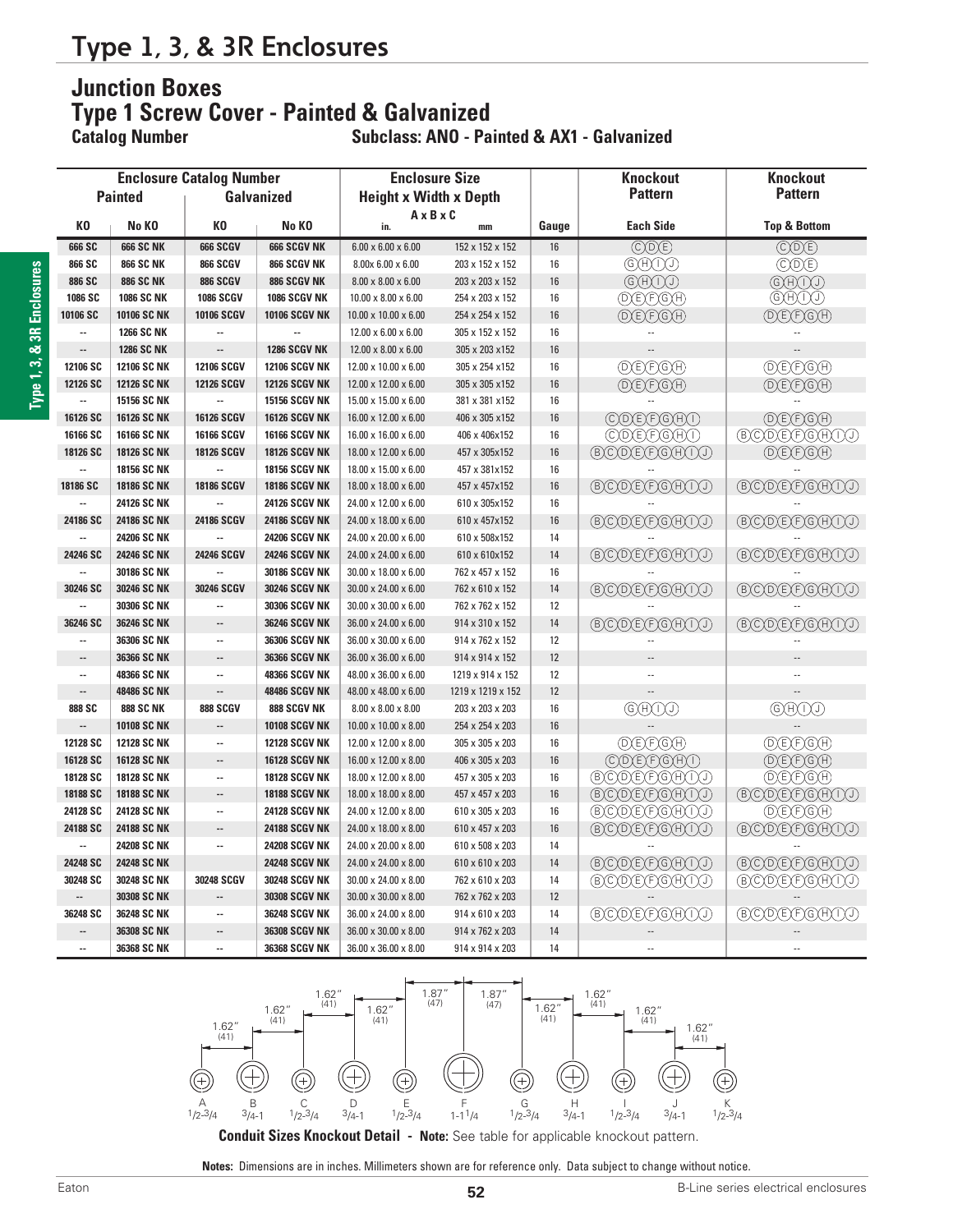# Type 1, 3, & 3R Enclosures

## Junction Boxes

## Type 1 Screw Cover - Painted & Galvanized

### Catalog Number — Subclass: ANO - Painted & AX1 - Galvanized

| Enclosure Catalog Number | | | | Enclosure Size Height x Width x Depth A x B x C | | | Knockout Pattern | Knockout Pattern |
|---|---|---|---|---|---|---|---|---|
| Painted | | Galvanized | | | | | | |
| KO | No KO | KO | No KO | in. | mm | Gauge | Each Side | Top & Bottom |
| 666 SC | 666 SC NK | 666 SCGV | 666 SCGV NK | 6.00 x 6.00 x 6.00 | 152 x 152 x 152 | 16 | CDE | CDE |
| 866 SC | 866 SC NK | 866 SCGV | 866 SCGV NK | 8.00x 6.00 x 6.00 | 203 x 152 x 152 | 16 | GHIJ | CDE |
| 886 SC | 886 SC NK | 886 SCGV | 886 SCGV NK | 8.00 x 8.00 x 6.00 | 203 x 203 x 152 | 16 | GHIJ | GHIJ |
| 1086 SC | 1086 SC NK | 1086 SCGV | 1086 SCGV NK | 10.00 x 8.00 x 6.00 | 254 x 203 x 152 | 16 | DEFGH | GHIJ |
| 10106 SC | 10106 SC NK | 10106 SCGV | 10106 SCGV NK | 10.00 x 10.00 x 6.00 | 254 x 254 x 152 | 16 | DEFGH | DEFGH |
| -- | 1266 SC NK | -- | -- | 12.00 x 6.00 x 6.00 | 305 x 152 x 152 | 16 | -- | -- |
| -- | 1286 SC NK | -- | 1286 SCGV NK | 12.00 x 8.00 x 6.00 | 305 x 203 x152 | 16 | -- | -- |
| 12106 SC | 12106 SC NK | 12106 SCGV | 12106 SCGV NK | 12.00 x 10.00 x 6.00 | 305 x 254 x152 | 16 | DEFGH | DEFGH |
| 12126 SC | 12126 SC NK | 12126 SCGV | 12126 SCGV NK | 12.00 x 12.00 x 6.00 | 305 x 305 x152 | 16 | DEFGH | DEFGH |
| -- | 15156 SC NK | -- | 15156 SCGV NK | 15.00 x 15.00 x 6.00 | 381 x 381 x152 | 16 | -- | -- |
| 16126 SC | 16126 SC NK | 16126 SCGV | 16126 SCGV NK | 16.00 x 12.00 x 6.00 | 406 x 305 x152 | 16 | CDEFGHI | DEFGH |
| 16166 SC | 16166 SC NK | 16166 SCGV | 16166 SCGV NK | 16.00 x 16.00 x 6.00 | 406 x 406x152 | 16 | CDEFGHI | BCDEFGHIJ |
| 18126 SC | 18126 SC NK | 18126 SCGV | 18126 SCGV NK | 18.00 x 12.00 x 6.00 | 457 x 305x152 | 16 | BCDEFGHIJ | DEFGH |
| -- | 18156 SC NK | -- | 18156 SCGV NK | 18.00 x 15.00 x 6.00 | 457 x 381x152 | 16 | -- | -- |
| 18186 SC | 18186 SC NK | 18186 SCGV | 18186 SCGV NK | 18.00 x 18.00 x 6.00 | 457 x 457x152 | 16 | BCDEFGHIJ | BCDEFGHIJ |
| -- | 24126 SC NK | -- | 24126 SCGV NK | 24.00 x 12.00 x 6.00 | 610 x 305x152 | 16 | -- | -- |
| 24186 SC | 24186 SC NK | 24186 SCGV | 24186 SCGV NK | 24.00 x 18.00 x 6.00 | 610 x 457x152 | 16 | BCDEFGHIJ | BCDEFGHIJ |
| -- | 24206 SC NK | -- | 24206 SCGV NK | 24.00 x 20.00 x 6.00 | 610 x 508x152 | 14 | -- | -- |
| 24246 SC | 24246 SC NK | 24246 SCGV | 24246 SCGV NK | 24.00 x 24.00 x 6.00 | 610 x 610x152 | 14 | BCDEFGHIJ | BCDEFGHIJ |
| -- | 30186 SC NK | -- | 30186 SCGV NK | 30.00 x 18.00 x 6.00 | 762 x 457 x 152 | 16 | -- | -- |
| 30246 SC | 30246 SC NK | 30246 SCGV | 30246 SCGV NK | 30.00 x 24.00 x 6.00 | 762 x 610 x 152 | 14 | BCDEFGHIJ | BCDEFGHIJ |
| -- | 30306 SC NK | -- | 30306 SCGV NK | 30.00 x 30.00 x 6.00 | 762 x 762 x 152 | 12 | -- | -- |
| 36246 SC | 36246 SC NK | -- | 36246 SCGV NK | 36.00 x 24.00 x 6.00 | 914 x 310 x 152 | 14 | BCDEFGHIJ | BCDEFGHIJ |
| -- | 36306 SC NK | -- | 36306 SCGV NK | 36.00 x 30.00 x 6.00 | 914 x 762 x 152 | 12 | -- | -- |
| -- | 36366 SC NK | -- | 36366 SCGV NK | 36.00 x 36.00 x 6.00 | 914 x 914 x 152 | 12 | -- | -- |
| -- | 48366 SC NK | -- | 48366 SCGV NK | 48.00 x 36.00 x 6.00 | 1219 x 914 x 152 | 12 | -- | -- |
| -- | 48486 SC NK | -- | 48486 SCGV NK | 48.00 x 48.00 x 6.00 | 1219 x 1219 x 152 | 12 | -- | -- |
| 888 SC | 888 SC NK | 888 SCGV | 888 SCGV NK | 8.00 x 8.00 x 8.00 | 203 x 203 x 203 | 16 | GHIJ | GHIJ |
| -- | 10108 SC NK | -- | 10108 SCGV NK | 10.00 x 10.00 x 8.00 | 254 x 254 x 203 | 16 | -- | -- |
| 12128 SC | 12128 SC NK | -- | 12128 SCGV NK | 12.00 x 12.00 x 8.00 | 305 x 305 x 203 | 16 | DEFGH | DEFGH |
| 16128 SC | 16128 SC NK | -- | 16128 SCGV NK | 16.00 x 12.00 x 8.00 | 406 x 305 x 203 | 16 | CDEFGHI | DEFGH |
| 18128 SC | 18128 SC NK | -- | 18128 SCGV NK | 18.00 x 12.00 x 8.00 | 457 x 305 x 203 | 16 | BCDEFGHIJ | DEFGH |
| 18188 SC | 18188 SC NK | -- | 18188 SCGV NK | 18.00 x 18.00 x 8.00 | 457 x 457 x 203 | 16 | BCDEFGHIJ | BCDEFGHIJ |
| 24128 SC | 24128 SC NK | -- | 24128 SCGV NK | 24.00 x 12.00 x 8.00 | 610 x 305 x 203 | 16 | BCDEFGHIJ | DEFGH |
| 24188 SC | 24188 SC NK | -- | 24188 SCGV NK | 24.00 x 18.00 x 8.00 | 610 x 457 x 203 | 16 | BCDEFGHIJ | BCDEFGHIJ |
| -- | 24208 SC NK | -- | 24208 SCGV NK | 24.00 x 20.00 x 8.00 | 610 x 508 x 203 | 14 | -- | -- |
| 24248 SC | 24248 SC NK | | 24248 SCGV NK | 24.00 x 24.00 x 8.00 | 610 x 610 x 203 | 14 | BCDEFGHIJ | BCDEFGHIJ |
| 30248 SC | 30248 SC NK | 30248 SCGV | 30248 SCGV NK | 30.00 x 24.00 x 8.00 | 762 x 610 x 203 | 14 | BCDEFGHIJ | BCDEFGHIJ |
| -- | 30308 SC NK | -- | 30308 SCGV NK | 30.00 x 30.00 x 8.00 | 762 x 762 x 203 | 12 | -- | -- |
| 36248 SC | 36248 SC NK | -- | 36248 SCGV NK | 36.00 x 24.00 x 8.00 | 914 x 610 x 203 | 14 | BCDEFGHIJ | BCDEFGHIJ |
| -- | 36308 SC NK | -- | 36308 SCGV NK | 36.00 x 30.00 x 8.00 | 914 x 762 x 203 | 14 | -- | -- |
| -- | 36368 SC NK | -- | 36368 SCGV NK | 36.00 x 36.00 x 8.00 | 914 x 914 x 203 | 14 | -- | -- |

1.62" (41) 1.62" (41) 1.62" (41) 1.62" (41) 1.87" (47) 1.87" (47) 1.62" (41) 1.62" (41) 1.62" (41) 1.62" (41)

A 1/2-3/4 B 3/4-1 C 1/2-3/4 D 3/4-1 E 1/2-3/4 F 1-1 1/4 G 1/2-3/4 H 3/4-1 I 1/2-3/4 J 3/4-1 K 1/2-3/4

**Conduit Sizes Knockout Detail - Note:** See table for applicable knockout pattern.

**Notes:** Dimensions are in inches. Millimeters shown are for reference only. Data subject to change without notice.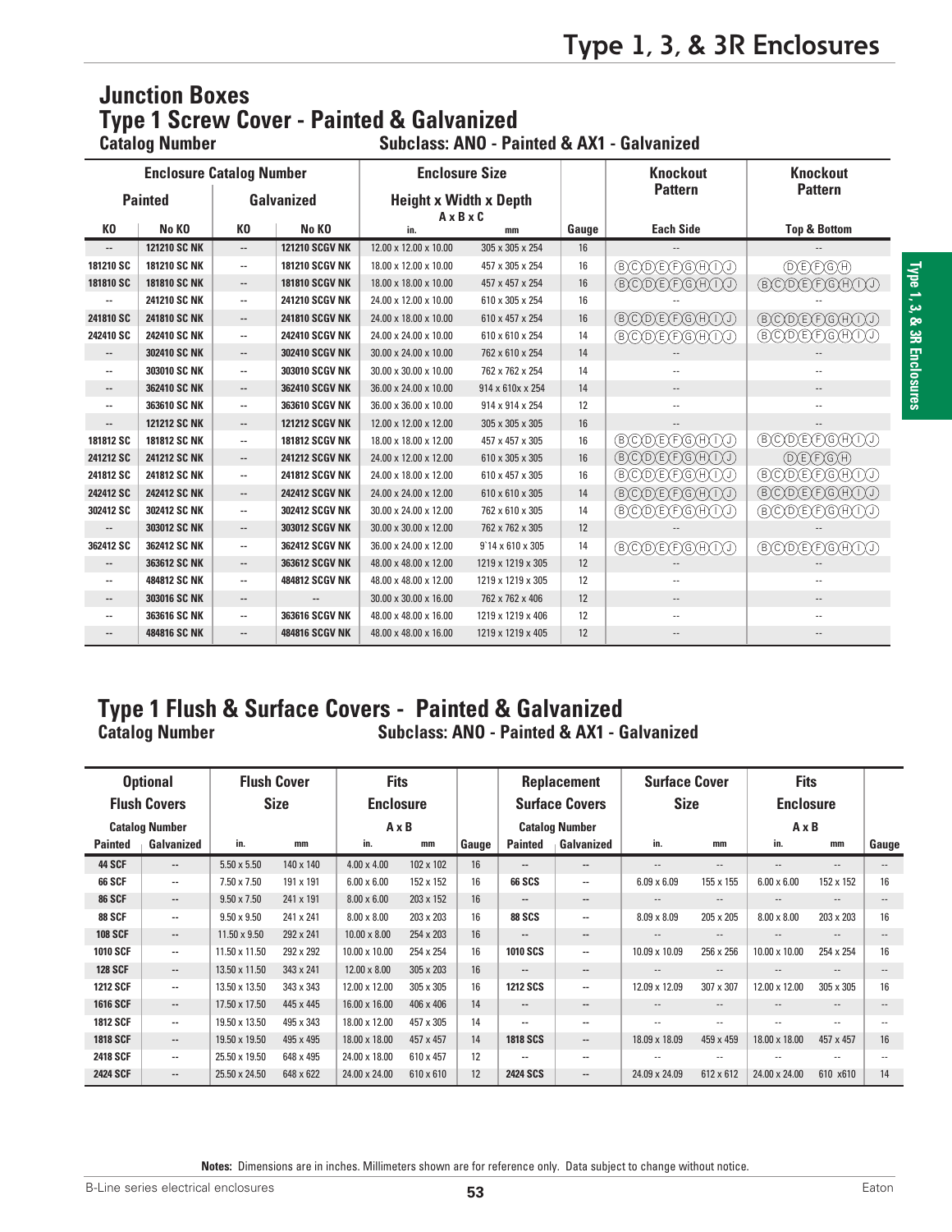# Type 1, 3, & 3R Enclosures

## Junction Boxes
## Type 1 Screw Cover - Painted & Galvanized

**Catalog Number** **Subclass: ANO - Painted & AX1 - Galvanized**

| Enclosure Catalog Number | | | | Enclosure Size | | | Knockout Pattern | Knockout Pattern |
|---|---|---|---|---|---|---|---|---|
| Painted | | Galvanized | | Height x Width x Depth A x B x C | | | | |
| KO | No KO | KO | No KO | in. | mm | Gauge | Each Side | Top & Bottom |
| -- | 121210 SC NK | -- | 121210 SCGV NK | 12.00 x 12.00 x 10.00 | 305 x 305 x 254 | 16 | -- | -- |
| 181210 SC | 181210 SC NK | -- | 181210 SCGV NK | 18.00 x 12.00 x 10.00 | 457 x 305 x 254 | 16 | BCDEFGHIJ | DEFGH |
| 181810 SC | 181810 SC NK | -- | 181810 SCGV NK | 18.00 x 18.00 x 10.00 | 457 x 457 x 254 | 16 | BCDEFGHIJ | BCDEFGHIJ |
| -- | 241210 SC NK | -- | 241210 SCGV NK | 24.00 x 12.00 x 10.00 | 610 x 305 x 254 | 16 | -- | -- |
| 241810 SC | 241810 SC NK | -- | 241810 SCGV NK | 24.00 x 18.00 x 10.00 | 610 x 457 x 254 | 16 | BCDEFGHIJ | BCDEFGHIJ |
| 242410 SC | 242410 SC NK | -- | 242410 SCGV NK | 24.00 x 24.00 x 10.00 | 610 x 610 x 254 | 14 | BCDEFGHIJ | BCDEFGHIJ |
| -- | 302410 SC NK | -- | 302410 SCGV NK | 30.00 x 24.00 x 10.00 | 762 x 610 x 254 | 14 | -- | -- |
| -- | 303010 SC NK | -- | 303010 SCGV NK | 30.00 x 30.00 x 10.00 | 762 x 762 x 254 | 14 | -- | -- |
| -- | 362410 SC NK | -- | 362410 SCGV NK | 36.00 x 24.00 x 10.00 | 914 x 610x x 254 | 14 | -- | -- |
| -- | 363610 SC NK | -- | 363610 SCGV NK | 36.00 x 36.00 x 10.00 | 914 x 914 x 254 | 12 | -- | -- |
| -- | 121212 SC NK | -- | 121212 SCGV NK | 12.00 x 12.00 x 12.00 | 305 x 305 x 305 | 16 | -- | -- |
| 181812 SC | 181812 SC NK | -- | 181812 SCGV NK | 18.00 x 18.00 x 12.00 | 457 x 457 x 305 | 16 | BCDEFGHIJ | BCDEFGHIJ |
| 241212 SC | 241212 SC NK | -- | 241212 SCGV NK | 24.00 x 12.00 x 12.00 | 610 x 305 x 305 | 16 | BCDEFGHIJ | DEFGH |
| 241812 SC | 241812 SC NK | -- | 241812 SCGV NK | 24.00 x 18.00 x 12.00 | 610 x 457 x 305 | 16 | BCDEFGHIJ | BCDEFGHIJ |
| 242412 SC | 242412 SC NK | -- | 242412 SCGV NK | 24.00 x 24.00 x 12.00 | 610 x 610 x 305 | 14 | BCDEFGHIJ | BCDEFGHIJ |
| 302412 SC | 302412 SC NK | -- | 302412 SCGV NK | 30.00 x 24.00 x 12.00 | 762 x 610 x 305 | 14 | BCDEFGHIJ | BCDEFGHIJ |
| -- | 303012 SC NK | -- | 303012 SCGV NK | 30.00 x 30.00 x 12.00 | 762 x 762 x 305 | 12 | -- | -- |
| 362412 SC | 362412 SC NK | -- | 362412 SCGV NK | 36.00 x 24.00 x 12.00 | 9`14 x 610 x 305 | 14 | BCDEFGHIJ | BCDEFGHIJ |
| -- | 363612 SC NK | -- | 363612 SCGV NK | 48.00 x 48.00 x 12.00 | 1219 x 1219 x 305 | 12 | -- | -- |
| -- | 484812 SC NK | -- | 484812 SCGV NK | 48.00 x 48.00 x 12.00 | 1219 x 1219 x 305 | 12 | -- | -- |
| -- | 303016 SC NK | -- | -- | 30.00 x 30.00 x 16.00 | 762 x 762 x 406 | 12 | -- | -- |
| -- | 363616 SC NK | -- | 363616 SCGV NK | 48.00 x 48.00 x 16.00 | 1219 x 1219 x 406 | 12 | -- | -- |
| -- | 484816 SC NK | -- | 484816 SCGV NK | 48.00 x 48.00 x 16.00 | 1219 x 1219 x 405 | 12 | -- | -- |

## Type 1 Flush & Surface Covers - Painted & Galvanized

**Catalog Number** **Subclass: ANO - Painted & AX1 - Galvanized**

| Optional Flush Covers Catalog Number | | Flush Cover Size | | Fits Enclosure A x B | | | Replacement Surface Covers Catalog Number | | Surface Cover Size | | Fits Enclosure A x B | | |
|---|---|---|---|---|---|---|---|---|---|---|---|---|---|
| Painted | Galvanized | in. | mm | in. | mm | Gauge | Painted | Galvanized | in. | mm | in. | mm | Gauge |
| 44 SCF | -- | 5.50 x 5.50 | 140 x 140 | 4.00 x 4.00 | 102 x 102 | 16 | -- | -- | -- | -- | -- | -- | -- |
| 66 SCF | -- | 7.50 x 7.50 | 191 x 191 | 6.00 x 6.00 | 152 x 152 | 16 | 66 SCS | -- | 6.09 x 6.09 | 155 x 155 | 6.00 x 6.00 | 152 x 152 | 16 |
| 86 SCF | -- | 9.50 x 7.50 | 241 x 191 | 8.00 x 6.00 | 203 x 152 | 16 | -- | -- | -- | -- | -- | -- | -- |
| 88 SCF | -- | 9.50 x 9.50 | 241 x 241 | 8.00 x 8.00 | 203 x 203 | 16 | 88 SCS | -- | 8.09 x 8.09 | 205 x 205 | 8.00 x 8.00 | 203 x 203 | 16 |
| 108 SCF | -- | 11.50 x 9.50 | 292 x 241 | 10.00 x 8.00 | 254 x 203 | 16 | -- | -- | -- | -- | -- | -- | -- |
| 1010 SCF | -- | 11.50 x 11.50 | 292 x 292 | 10.00 x 10.00 | 254 x 254 | 16 | 1010 SCS | -- | 10.09 x 10.09 | 256 x 256 | 10.00 x 10.00 | 254 x 254 | 16 |
| 128 SCF | -- | 13.50 x 11.50 | 343 x 241 | 12.00 x 8.00 | 305 x 203 | 16 | -- | -- | -- | -- | -- | -- | -- |
| 1212 SCF | -- | 13.50 x 13.50 | 343 x 343 | 12.00 x 12.00 | 305 x 305 | 16 | 1212 SCS | -- | 12.09 x 12.09 | 307 x 307 | 12.00 x 12.00 | 305 x 305 | 16 |
| 1616 SCF | -- | 17.50 x 17.50 | 445 x 445 | 16.00 x 16.00 | 406 x 406 | 14 | -- | -- | -- | -- | -- | -- | -- |
| 1812 SCF | -- | 19.50 x 13.50 | 495 x 343 | 18.00 x 12.00 | 457 x 305 | 14 | -- | -- | -- | -- | -- | -- | -- |
| 1818 SCF | -- | 19.50 x 19.50 | 495 x 495 | 18.00 x 18.00 | 457 x 457 | 14 | 1818 SCS | -- | 18.09 x 18.09 | 459 x 459 | 18.00 x 18.00 | 457 x 457 | 16 |
| 2418 SCF | -- | 25.50 x 19.50 | 648 x 495 | 24.00 x 18.00 | 610 x 457 | 12 | -- | -- | -- | -- | -- | -- | -- |
| 2424 SCF | -- | 25.50 x 24.50 | 648 x 622 | 24.00 x 24.00 | 610 x 610 | 12 | 2424 SCS | -- | 24.09 x 24.09 | 612 x 612 | 24.00 x 24.00 | 610 x610 | 14 |

**Notes:** Dimensions are in inches. Millimeters shown are for reference only. Data subject to change without notice.